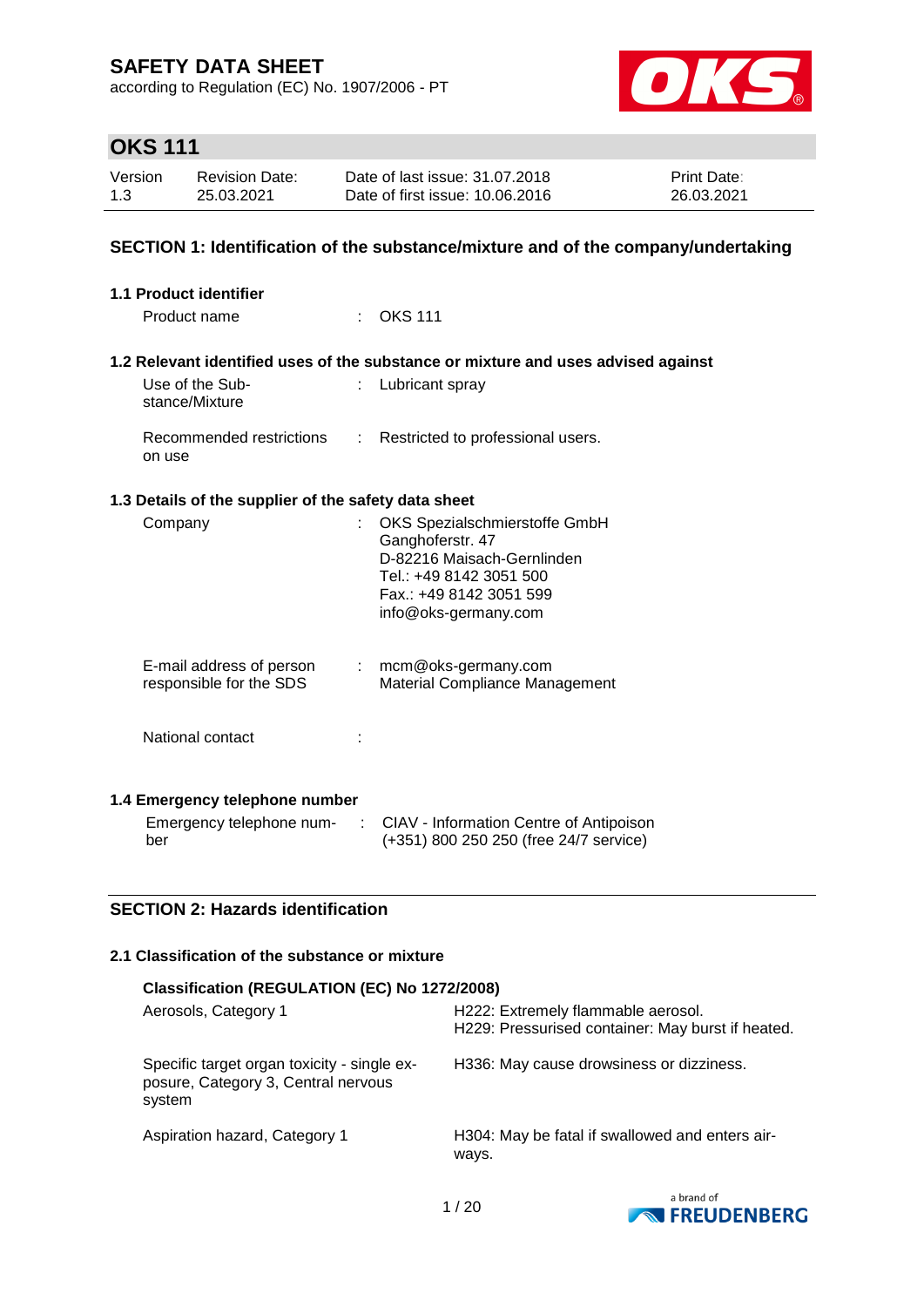# SAFETY DATA SHEET

according to Regulation (EC) No. 1907/2006 - PT

## OKS 111

| Version | Revision Date: | Date of last issue: 31.07.2018 | Print Date: |
|---|---|---|---|
| 1.3 | 25.03.2021 | Date of first issue: 10.06.2016 | 26.03.2021 |

## SECTION 1: Identification of the substance/mixture and of the company/undertaking

### 1.1 Product identifier

Product name : OKS 111

### 1.2 Relevant identified uses of the substance or mixture and uses advised against

Use of the Substance/Mixture : Lubricant spray

Recommended restrictions on use : Restricted to professional users.

### 1.3 Details of the supplier of the safety data sheet

Company : OKS Spezialschmierstoffe GmbH
Ganghoferstr. 47
D-82216 Maisach-Gernlinden
Tel.: +49 8142 3051 500
Fax.: +49 8142 3051 599
info@oks-germany.com

E-mail address of person responsible for the SDS : mcm@oks-germany.com
Material Compliance Management

National contact :

### 1.4 Emergency telephone number

Emergency telephone number : CIAV - Information Centre of Antipoison
(+351) 800 250 250 (free 24/7 service)

## SECTION 2: Hazards identification

### 2.1 Classification of the substance or mixture

**Classification (REGULATION (EC) No 1272/2008)**

| | |
|---|---|
| Aerosols, Category 1 | H222: Extremely flammable aerosol.<br>H229: Pressurised container: May burst if heated. |
| Specific target organ toxicity - single exposure, Category 3, Central nervous system | H336: May cause drowsiness or dizziness. |
| Aspiration hazard, Category 1 | H304: May be fatal if swallowed and enters airways. |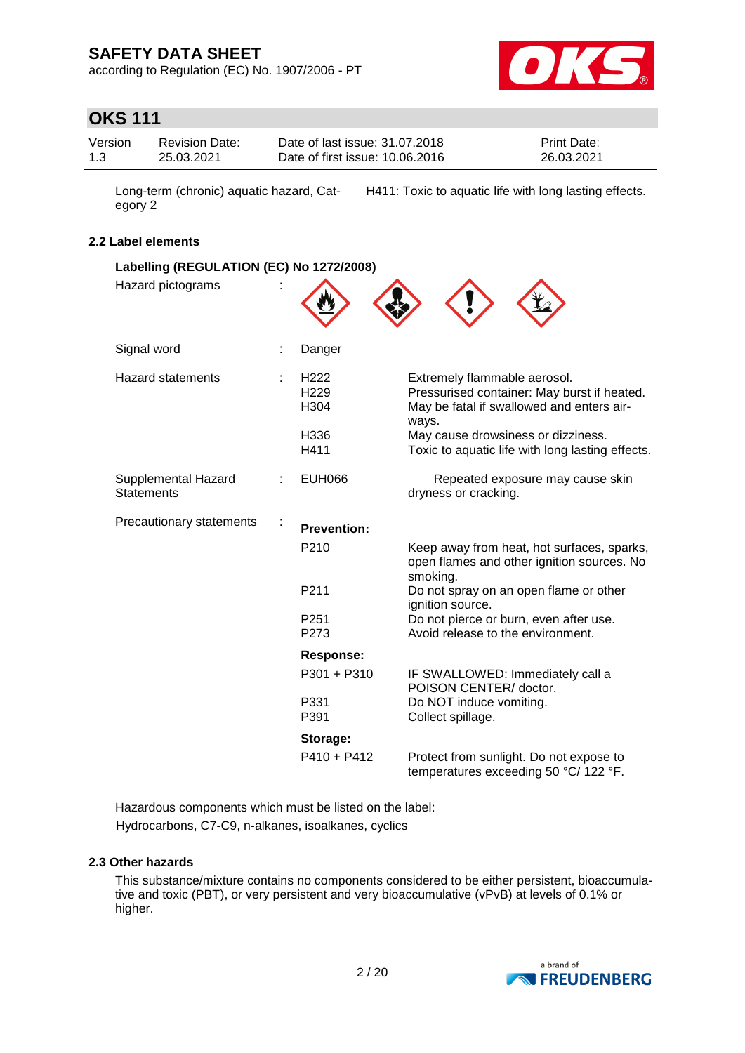| | |
|---|---|
| Long-term (chronic) aquatic hazard, Category 2 | H411: Toxic to aquatic life with long lasting effects. |

### 2.2 Label elements

**Labelling (REGULATION (EC) No 1272/2008)**

| | | | |
|---|---|---|---|
| Hazard pictograms | : | | |
| Signal word | : | Danger | |
| Hazard statements | : | H222 | Extremely flammable aerosol. |
| | | H229 | Pressurised container: May burst if heated. |
| | | H304 | May be fatal if swallowed and enters airways. |
| | | H336 | May cause drowsiness or dizziness. |
| | | H411 | Toxic to aquatic life with long lasting effects. |
| Supplemental Hazard Statements | : | EUH066 | Repeated exposure may cause skin dryness or cracking. |
| Precautionary statements | : | **Prevention:** | |
| | | P210 | Keep away from heat, hot surfaces, sparks, open flames and other ignition sources. No smoking. |
| | | P211 | Do not spray on an open flame or other ignition source. |
| | | P251 | Do not pierce or burn, even after use. |
| | | P273 | Avoid release to the environment. |
| | | **Response:** | |
| | | P301 + P310 | IF SWALLOWED: Immediately call a POISON CENTER/ doctor. |
| | | P331 | Do NOT induce vomiting. |
| | | P391 | Collect spillage. |
| | | **Storage:** | |
| | | P410 + P412 | Protect from sunlight. Do not expose to temperatures exceeding 50 °C/ 122 °F. |

Hazardous components which must be listed on the label:
Hydrocarbons, C7-C9, n-alkanes, isoalkanes, cyclics

### 2.3 Other hazards

This substance/mixture contains no components considered to be either persistent, bioaccumulative and toxic (PBT), or very persistent and very bioaccumulative (vPvB) at levels of 0.1% or higher.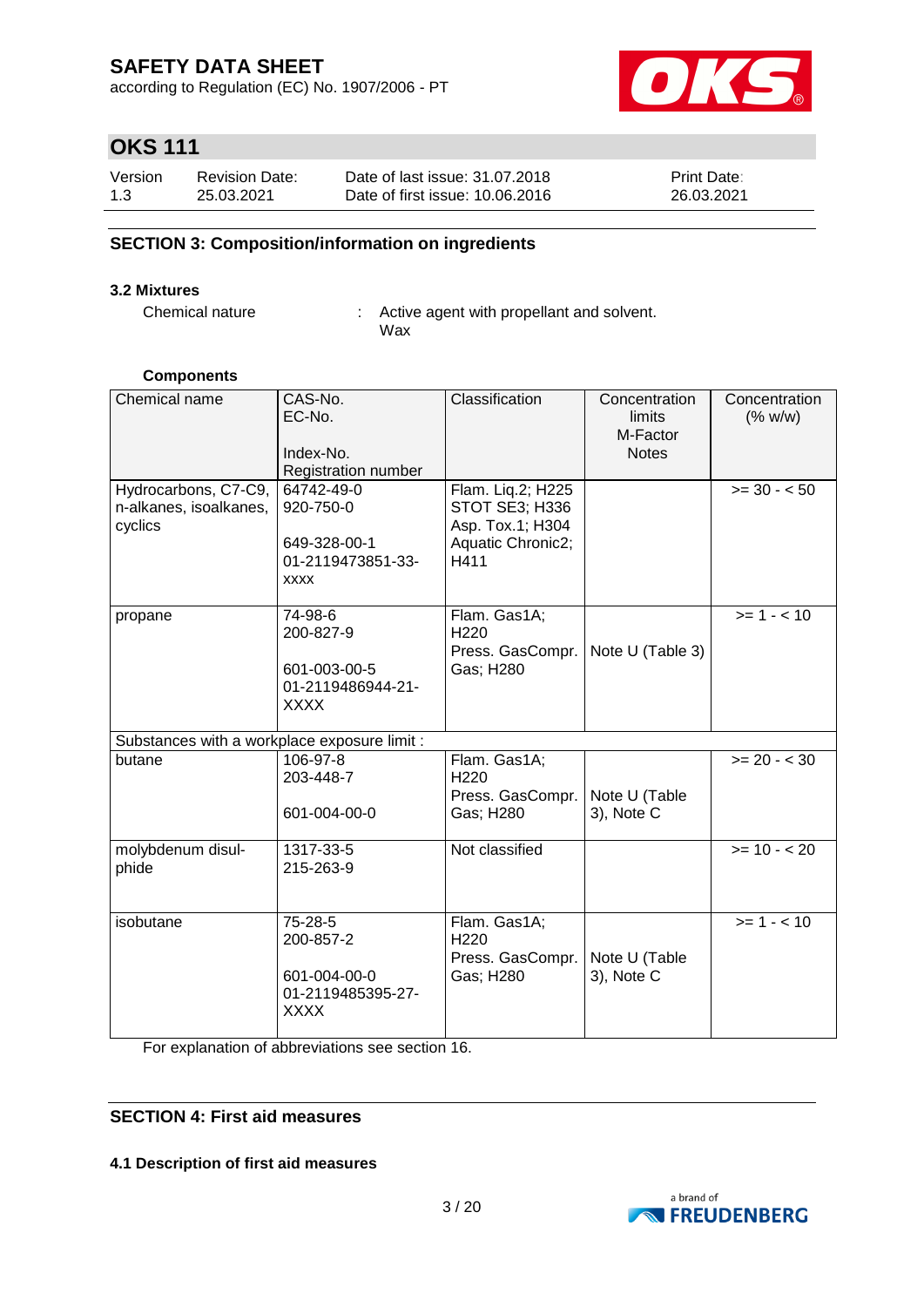# SAFETY DATA SHEET

according to Regulation (EC) No. 1907/2006 - PT

## OKS 111

| Version | Revision Date: | Date of last issue: 31.07.2018 | Print Date: |
|---|---|---|---|
| 1.3 | 25.03.2021 | Date of first issue: 10.06.2016 | 26.03.2021 |

## SECTION 3: Composition/information on ingredients

### 3.2 Mixtures

Chemical nature : Active agent with propellant and solvent.
Wax

**Components**

| Chemical name | CAS-No.<br>EC-No.<br><br>Index-No.<br>Registration number | Classification | Concentration limits<br>M-Factor<br>Notes | Concentration (% w/w) |
|---|---|---|---|---|
| Hydrocarbons, C7-C9, n-alkanes, isoalkanes, cyclics | 64742-49-0<br>920-750-0<br><br>649-328-00-1<br>01-2119473851-33-xxxx | Flam. Liq.2; H225<br>STOT SE3; H336<br>Asp. Tox.1; H304<br>Aquatic Chronic2; H411 | | >= 30 - < 50 |
| propane | 74-98-6<br>200-827-9<br><br>601-003-00-5<br>01-2119486944-21-XXXX | Flam. Gas1A; H220<br>Press. GasCompr. Gas; H280 | Note U (Table 3) | >= 1 - < 10 |
| Substances with a workplace exposure limit : | | | | |
| butane | 106-97-8<br>203-448-7<br><br>601-004-00-0 | Flam. Gas1A; H220<br>Press. GasCompr. Gas; H280 | Note U (Table 3), Note C | >= 20 - < 30 |
| molybdenum disulphide | 1317-33-5<br>215-263-9 | Not classified | | >= 10 - < 20 |
| isobutane | 75-28-5<br>200-857-2<br><br>601-004-00-0<br>01-2119485395-27-XXXX | Flam. Gas1A; H220<br>Press. GasCompr. Gas; H280 | Note U (Table 3), Note C | >= 1 - < 10 |

For explanation of abbreviations see section 16.

## SECTION 4: First aid measures

### 4.1 Description of first aid measures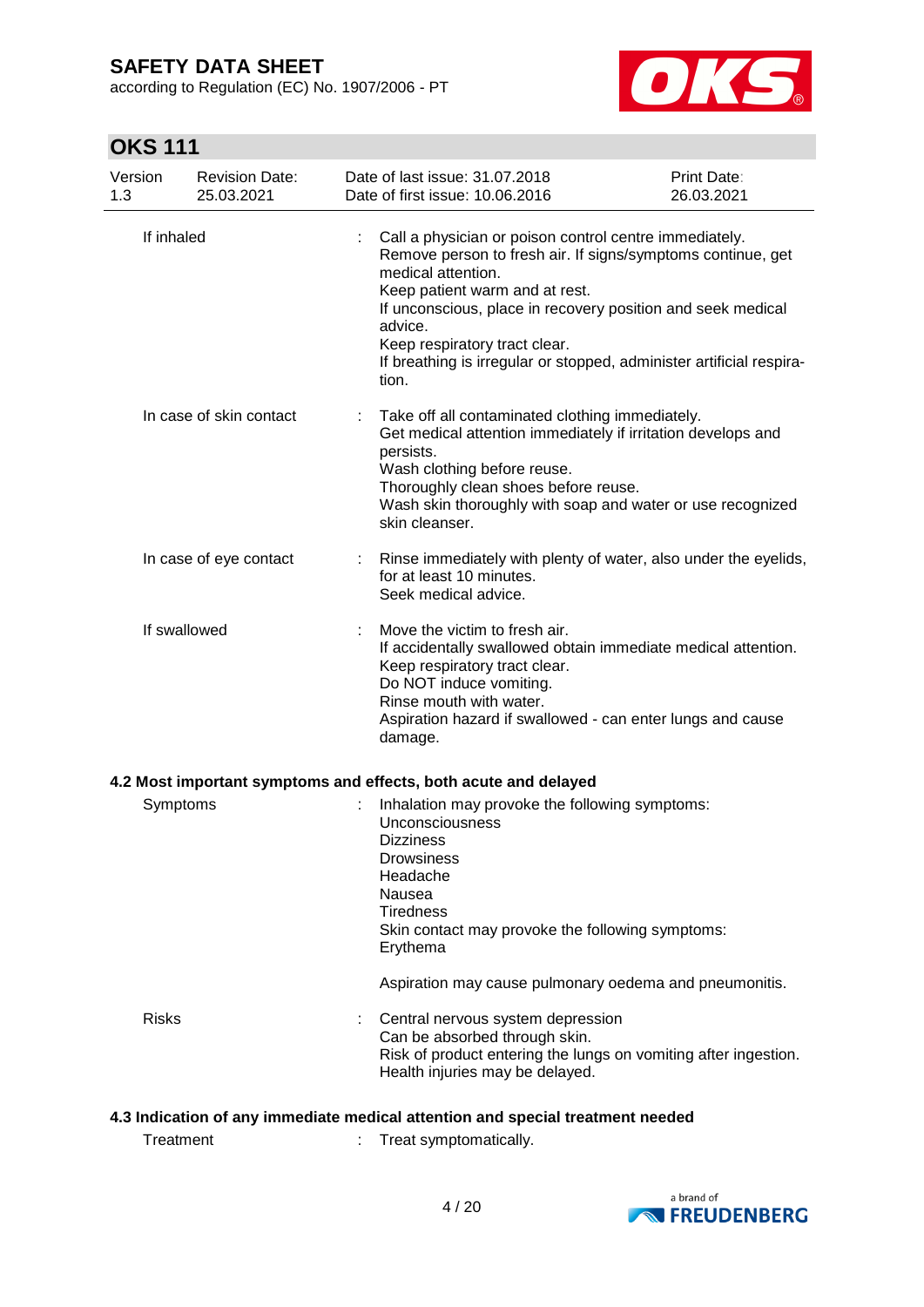| If inhaled | : | Call a physician or poison control centre immediately.<br>Remove person to fresh air. If signs/symptoms continue, get medical attention.<br>Keep patient warm and at rest.<br>If unconscious, place in recovery position and seek medical advice.<br>Keep respiratory tract clear.<br>If breathing is irregular or stopped, administer artificial respiration. |
|---|---|---|
| In case of skin contact | : | Take off all contaminated clothing immediately.<br>Get medical attention immediately if irritation develops and persists.<br>Wash clothing before reuse.<br>Thoroughly clean shoes before reuse.<br>Wash skin thoroughly with soap and water or use recognized skin cleanser. |
| In case of eye contact | : | Rinse immediately with plenty of water, also under the eyelids, for at least 10 minutes.<br>Seek medical advice. |
| If swallowed | : | Move the victim to fresh air.<br>If accidentally swallowed obtain immediate medical attention.<br>Keep respiratory tract clear.<br>Do NOT induce vomiting.<br>Rinse mouth with water.<br>Aspiration hazard if swallowed - can enter lungs and cause damage. |

**4.2 Most important symptoms and effects, both acute and delayed**

| Symptoms | : | Inhalation may provoke the following symptoms:<br>Unconsciousness<br>Dizziness<br>Drowsiness<br>Headache<br>Nausea<br>Tiredness<br>Skin contact may provoke the following symptoms:<br>Erythema<br><br>Aspiration may cause pulmonary oedema and pneumonitis. |
|---|---|---|
| Risks | : | Central nervous system depression<br>Can be absorbed through skin.<br>Risk of product entering the lungs on vomiting after ingestion.<br>Health injuries may be delayed. |

**4.3 Indication of any immediate medical attention and special treatment needed**

| Treatment | : | Treat symptomatically. |
|---|---|---|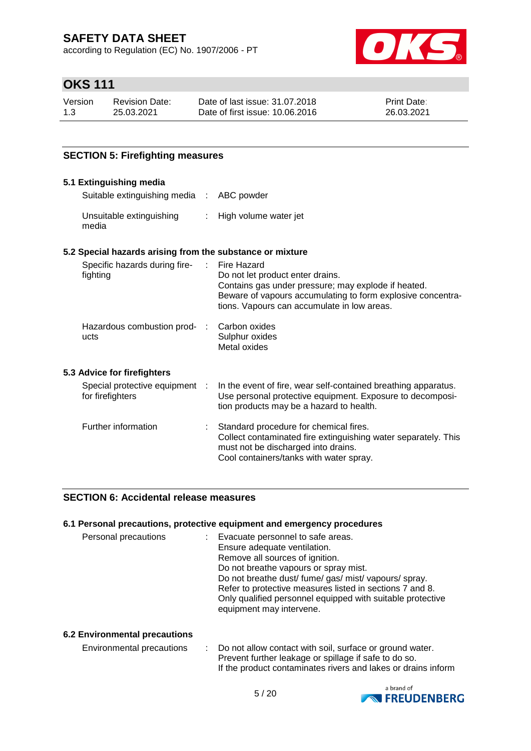## SECTION 5: Firefighting measures

### 5.1 Extinguishing media

| | | |
|---|---|---|
| Suitable extinguishing media | : | ABC powder |
| Unsuitable extinguishing media | : | High volume water jet |

### 5.2 Special hazards arising from the substance or mixture

| | | |
|---|---|---|
| Specific hazards during fire-fighting | : | Fire Hazard<br>Do not let product enter drains.<br>Contains gas under pressure; may explode if heated.<br>Beware of vapours accumulating to form explosive concentrations. Vapours can accumulate in low areas. |
| Hazardous combustion products | : | Carbon oxides<br>Sulphur oxides<br>Metal oxides |

### 5.3 Advice for firefighters

| | | |
|---|---|---|
| Special protective equipment for firefighters | : | In the event of fire, wear self-contained breathing apparatus. Use personal protective equipment. Exposure to decomposition products may be a hazard to health. |
| Further information | : | Standard procedure for chemical fires.<br>Collect contaminated fire extinguishing water separately. This must not be discharged into drains.<br>Cool containers/tanks with water spray. |

## SECTION 6: Accidental release measures

### 6.1 Personal precautions, protective equipment and emergency procedures

| | | |
|---|---|---|
| Personal precautions | : | Evacuate personnel to safe areas.<br>Ensure adequate ventilation.<br>Remove all sources of ignition.<br>Do not breathe vapours or spray mist.<br>Do not breathe dust/ fume/ gas/ mist/ vapours/ spray.<br>Refer to protective measures listed in sections 7 and 8.<br>Only qualified personnel equipped with suitable protective equipment may intervene. |

### 6.2 Environmental precautions

| | | |
|---|---|---|
| Environmental precautions | : | Do not allow contact with soil, surface or ground water.<br>Prevent further leakage or spillage if safe to do so.<br>If the product contaminates rivers and lakes or drains inform |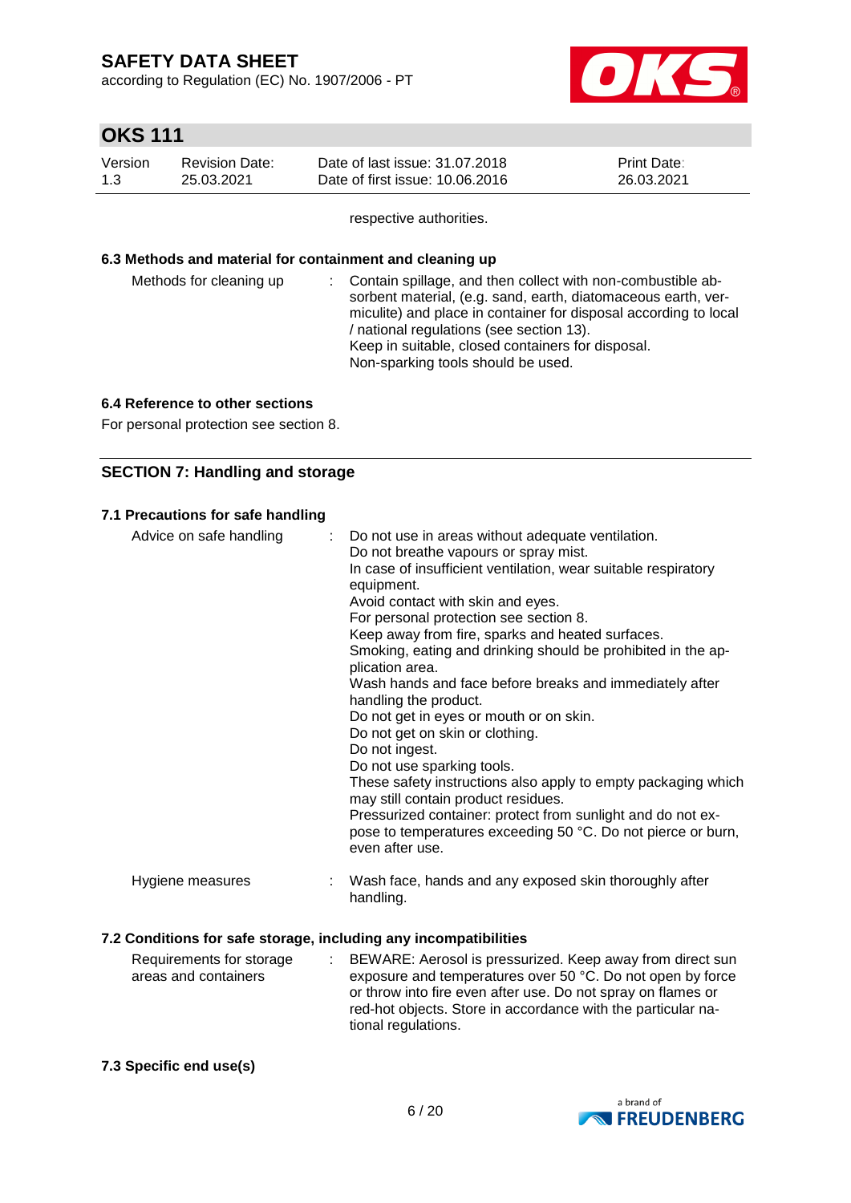respective authorities.

### 6.3 Methods and material for containment and cleaning up

| | |
|---|---|
| Methods for cleaning up | : Contain spillage, and then collect with non-combustible absorbent material, (e.g. sand, earth, diatomaceous earth, vermiculite) and place in container for disposal according to local / national regulations (see section 13).<br>Keep in suitable, closed containers for disposal.<br>Non-sparking tools should be used. |

### 6.4 Reference to other sections

For personal protection see section 8.

## SECTION 7: Handling and storage

### 7.1 Precautions for safe handling

| | |
|---|---|
| Advice on safe handling | : Do not use in areas without adequate ventilation.<br>Do not breathe vapours or spray mist.<br>In case of insufficient ventilation, wear suitable respiratory equipment.<br>Avoid contact with skin and eyes.<br>For personal protection see section 8.<br>Keep away from fire, sparks and heated surfaces.<br>Smoking, eating and drinking should be prohibited in the application area.<br>Wash hands and face before breaks and immediately after handling the product.<br>Do not get in eyes or mouth or on skin.<br>Do not get on skin or clothing.<br>Do not ingest.<br>Do not use sparking tools.<br>These safety instructions also apply to empty packaging which may still contain product residues.<br>Pressurized container: protect from sunlight and do not expose to temperatures exceeding 50 °C. Do not pierce or burn, even after use. |
| Hygiene measures | : Wash face, hands and any exposed skin thoroughly after handling. |

### 7.2 Conditions for safe storage, including any incompatibilities

| | |
|---|---|
| Requirements for storage areas and containers | : BEWARE: Aerosol is pressurized. Keep away from direct sun exposure and temperatures over 50 °C. Do not open by force or throw into fire even after use. Do not spray on flames or red-hot objects. Store in accordance with the particular national regulations. |

### 7.3 Specific end use(s)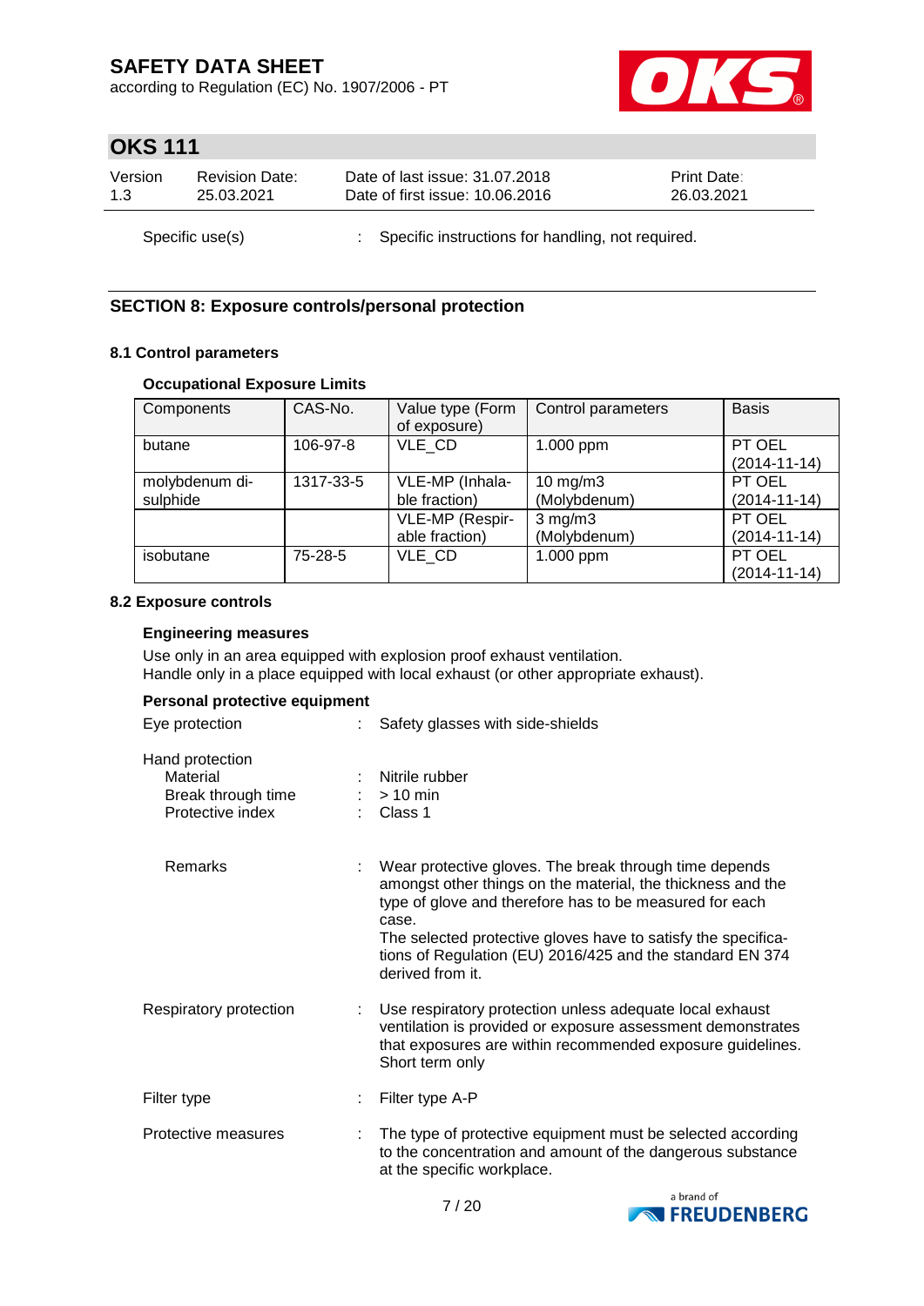Specific use(s) : Specific instructions for handling, not required.

## SECTION 8: Exposure controls/personal protection

### 8.1 Control parameters

**Occupational Exposure Limits**

| Components | CAS-No. | Value type (Form of exposure) | Control parameters | Basis |
|---|---|---|---|---|
| butane | 106-97-8 | VLE_CD | 1.000 ppm | PT OEL (2014-11-14) |
| molybdenum disulphide | 1317-33-5 | VLE-MP (Inhalable fraction) | 10 mg/m3 (Molybdenum) | PT OEL (2014-11-14) |
| | | VLE-MP (Respirable fraction) | 3 mg/m3 (Molybdenum) | PT OEL (2014-11-14) |
| isobutane | 75-28-5 | VLE_CD | 1.000 ppm | PT OEL (2014-11-14) |

### 8.2 Exposure controls

**Engineering measures**

Use only in an area equipped with explosion proof exhaust ventilation.
Handle only in a place equipped with local exhaust (or other appropriate exhaust).

**Personal protective equipment**

Eye protection : Safety glasses with side-shields

Hand protection
- Material : Nitrile rubber
- Break through time : > 10 min
- Protective index : Class 1

Remarks : Wear protective gloves. The break through time depends amongst other things on the material, the thickness and the type of glove and therefore has to be measured for each case.
The selected protective gloves have to satisfy the specifications of Regulation (EU) 2016/425 and the standard EN 374 derived from it.

Respiratory protection : Use respiratory protection unless adequate local exhaust ventilation is provided or exposure assessment demonstrates that exposures are within recommended exposure guidelines.
Short term only

Filter type : Filter type A-P

Protective measures : The type of protective equipment must be selected according to the concentration and amount of the dangerous substance at the specific workplace.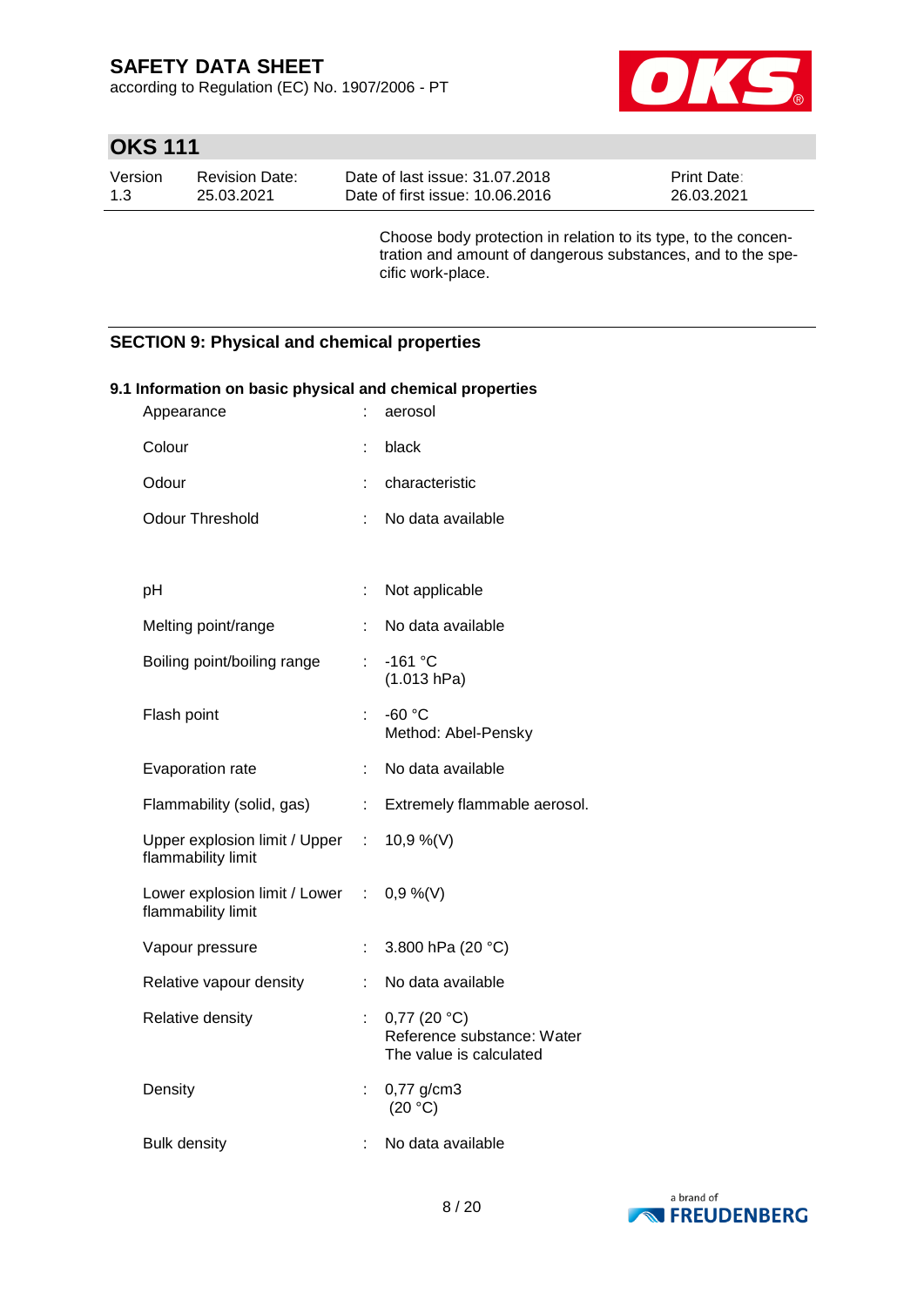Choose body protection in relation to its type, to the concentration and amount of dangerous substances, and to the specific work-place.

## SECTION 9: Physical and chemical properties

### 9.1 Information on basic physical and chemical properties

| Property | | Value |
|---|---|---|
| Appearance | : | aerosol |
| Colour | : | black |
| Odour | : | characteristic |
| Odour Threshold | : | No data available |
| pH | : | Not applicable |
| Melting point/range | : | No data available |
| Boiling point/boiling range | : | -161 °C (1.013 hPa) |
| Flash point | : | -60 °C Method: Abel-Pensky |
| Evaporation rate | : | No data available |
| Flammability (solid, gas) | : | Extremely flammable aerosol. |
| Upper explosion limit / Upper flammability limit | : | 10,9 %(V) |
| Lower explosion limit / Lower flammability limit | : | 0,9 %(V) |
| Vapour pressure | : | 3.800 hPa (20 °C) |
| Relative vapour density | : | No data available |
| Relative density | : | 0,77 (20 °C) Reference substance: Water The value is calculated |
| Density | : | 0,77 g/cm3 (20 °C) |
| Bulk density | : | No data available |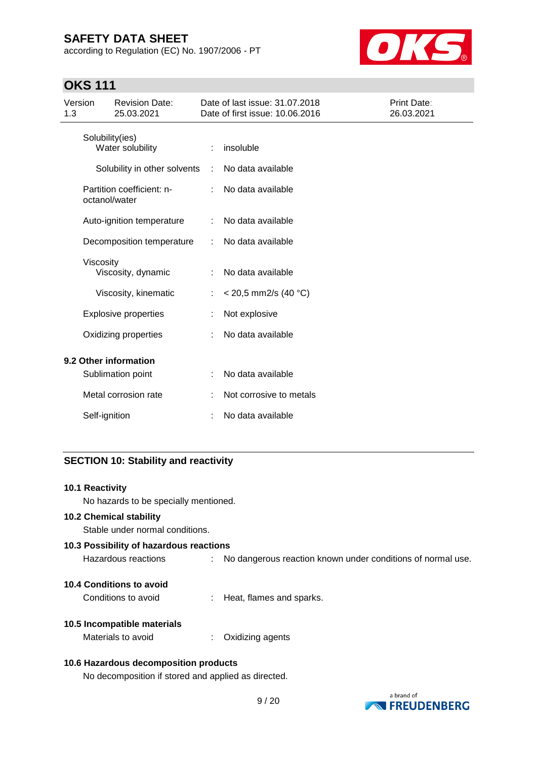| Property | | Value |
|---|---|---|
| Solubility(ies) | | |
| Water solubility | : | insoluble |
| Solubility in other solvents | : | No data available |
| Partition coefficient: n-octanol/water | : | No data available |
| Auto-ignition temperature | : | No data available |
| Decomposition temperature | : | No data available |
| Viscosity | | |
| Viscosity, dynamic | : | No data available |
| Viscosity, kinematic | : | < 20,5 mm2/s (40 °C) |
| Explosive properties | : | Not explosive |
| Oxidizing properties | : | No data available |

**9.2 Other information**

| Property | | Value |
|---|---|---|
| Sublimation point | : | No data available |
| Metal corrosion rate | : | Not corrosive to metals |
| Self-ignition | : | No data available |

## SECTION 10: Stability and reactivity

**10.1 Reactivity**

No hazards to be specially mentioned.

**10.2 Chemical stability**

Stable under normal conditions.

**10.3 Possibility of hazardous reactions**

Hazardous reactions : No dangerous reaction known under conditions of normal use.

**10.4 Conditions to avoid**

Conditions to avoid : Heat, flames and sparks.

**10.5 Incompatible materials**

Materials to avoid : Oxidizing agents

**10.6 Hazardous decomposition products**

No decomposition if stored and applied as directed.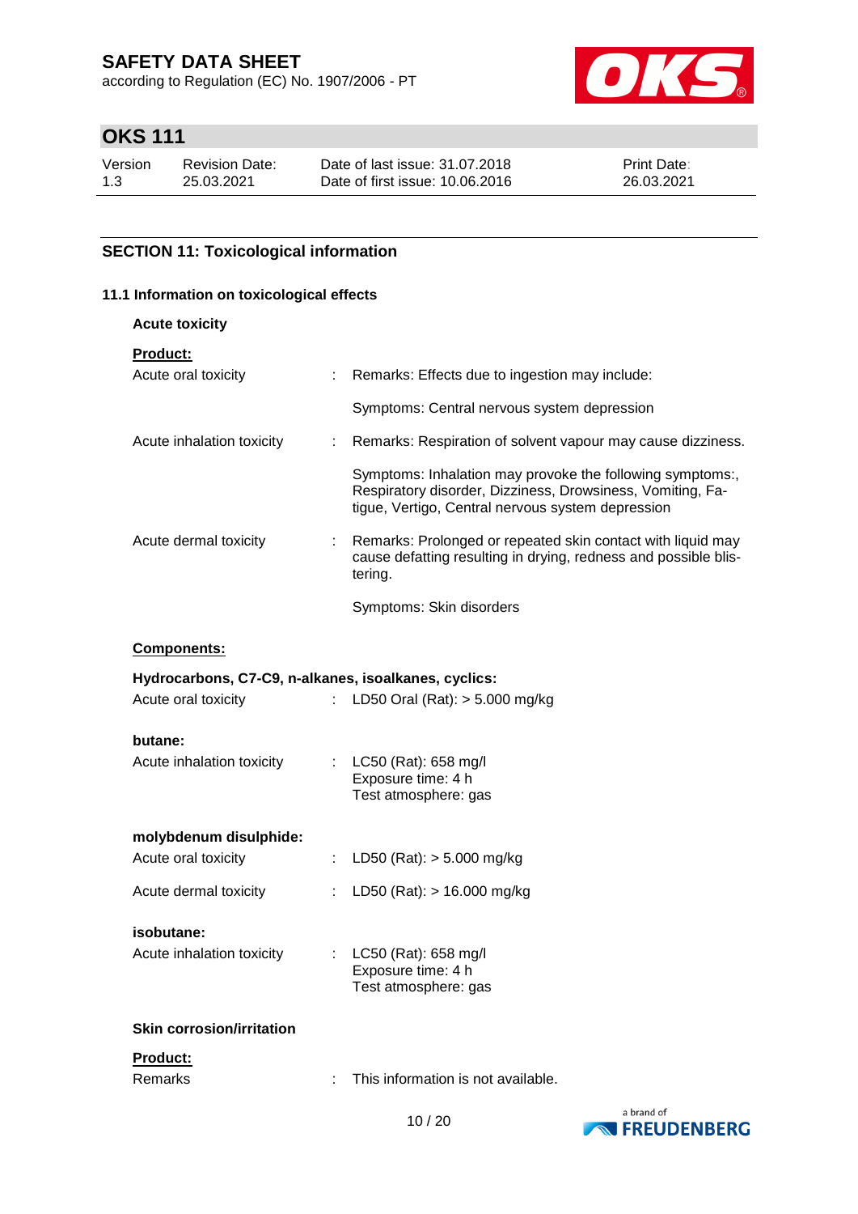## SECTION 11: Toxicological information

### 11.1 Information on toxicological effects

**Acute toxicity**

**Product:**

Acute oral toxicity : Remarks: Effects due to ingestion may include:

Symptoms: Central nervous system depression

Acute inhalation toxicity : Remarks: Respiration of solvent vapour may cause dizziness.

Symptoms: Inhalation may provoke the following symptoms:, Respiratory disorder, Dizziness, Drowsiness, Vomiting, Fatigue, Vertigo, Central nervous system depression

Acute dermal toxicity : Remarks: Prolonged or repeated skin contact with liquid may cause defatting resulting in drying, redness and possible blistering.

Symptoms: Skin disorders

**Components:**

**Hydrocarbons, C7-C9, n-alkanes, isoalkanes, cyclics:**

Acute oral toxicity : LD50 Oral (Rat): > 5.000 mg/kg

**butane:**

Acute inhalation toxicity : LC50 (Rat): 658 mg/l
Exposure time: 4 h
Test atmosphere: gas

**molybdenum disulphide:**

Acute oral toxicity : LD50 (Rat): > 5.000 mg/kg

Acute dermal toxicity : LD50 (Rat): > 16.000 mg/kg

**isobutane:**

Acute inhalation toxicity : LC50 (Rat): 658 mg/l
Exposure time: 4 h
Test atmosphere: gas

**Skin corrosion/irritation**

**Product:**

Remarks : This information is not available.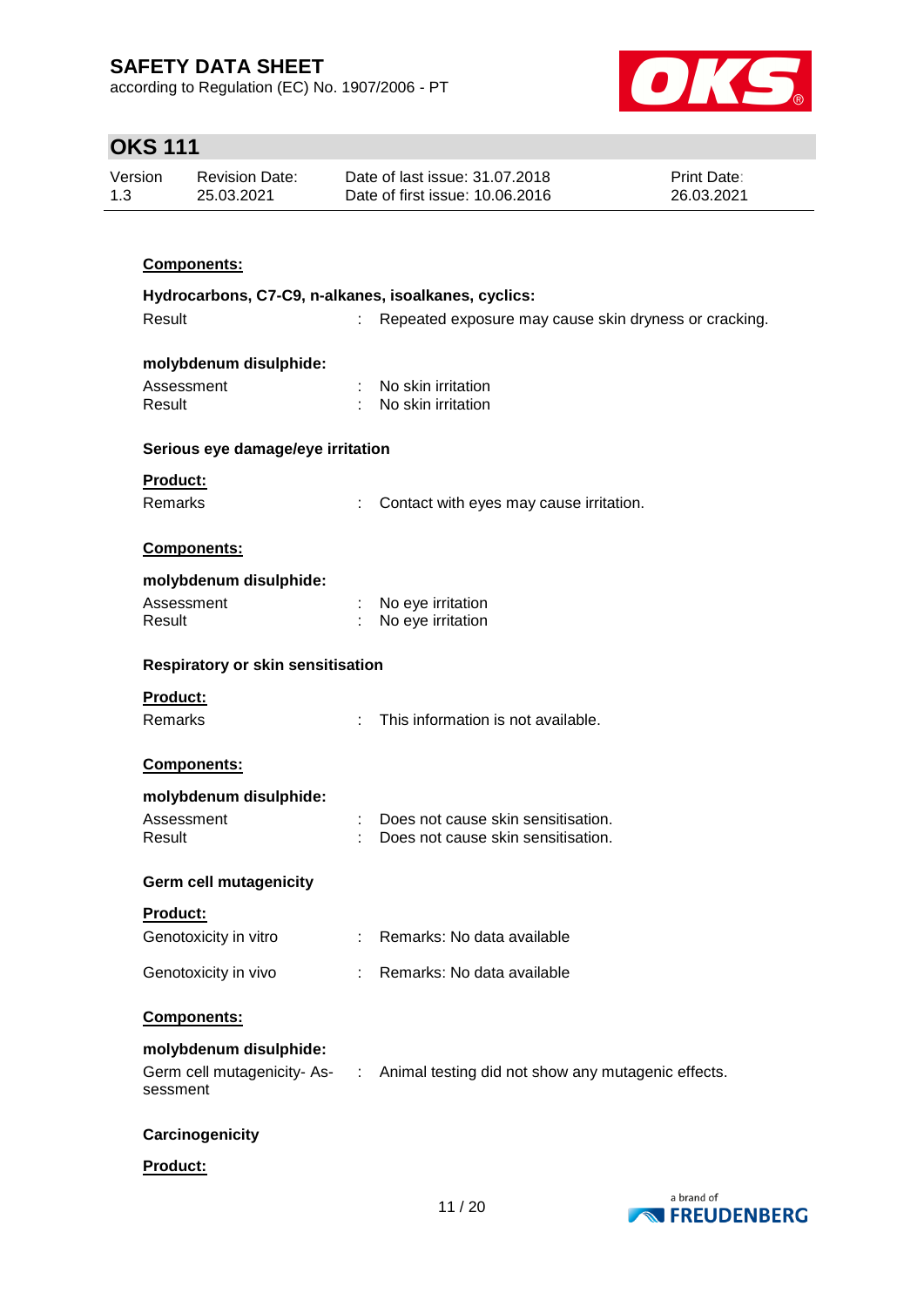**Components:**

**Hydrocarbons, C7-C9, n-alkanes, isoalkanes, cyclics:**

Result : Repeated exposure may cause skin dryness or cracking.

**molybdenum disulphide:**

Assessment : No skin irritation
Result : No skin irritation

**Serious eye damage/eye irritation**

**Product:**

Remarks : Contact with eyes may cause irritation.

**Components:**

**molybdenum disulphide:**

Assessment : No eye irritation
Result : No eye irritation

**Respiratory or skin sensitisation**

**Product:**

Remarks : This information is not available.

**Components:**

**molybdenum disulphide:**

Assessment : Does not cause skin sensitisation.
Result : Does not cause skin sensitisation.

**Germ cell mutagenicity**

**Product:**

Genotoxicity in vitro : Remarks: No data available

Genotoxicity in vivo : Remarks: No data available

**Components:**

**molybdenum disulphide:**

Germ cell mutagenicity- Assessment : Animal testing did not show any mutagenic effects.

**Carcinogenicity**

**Product:**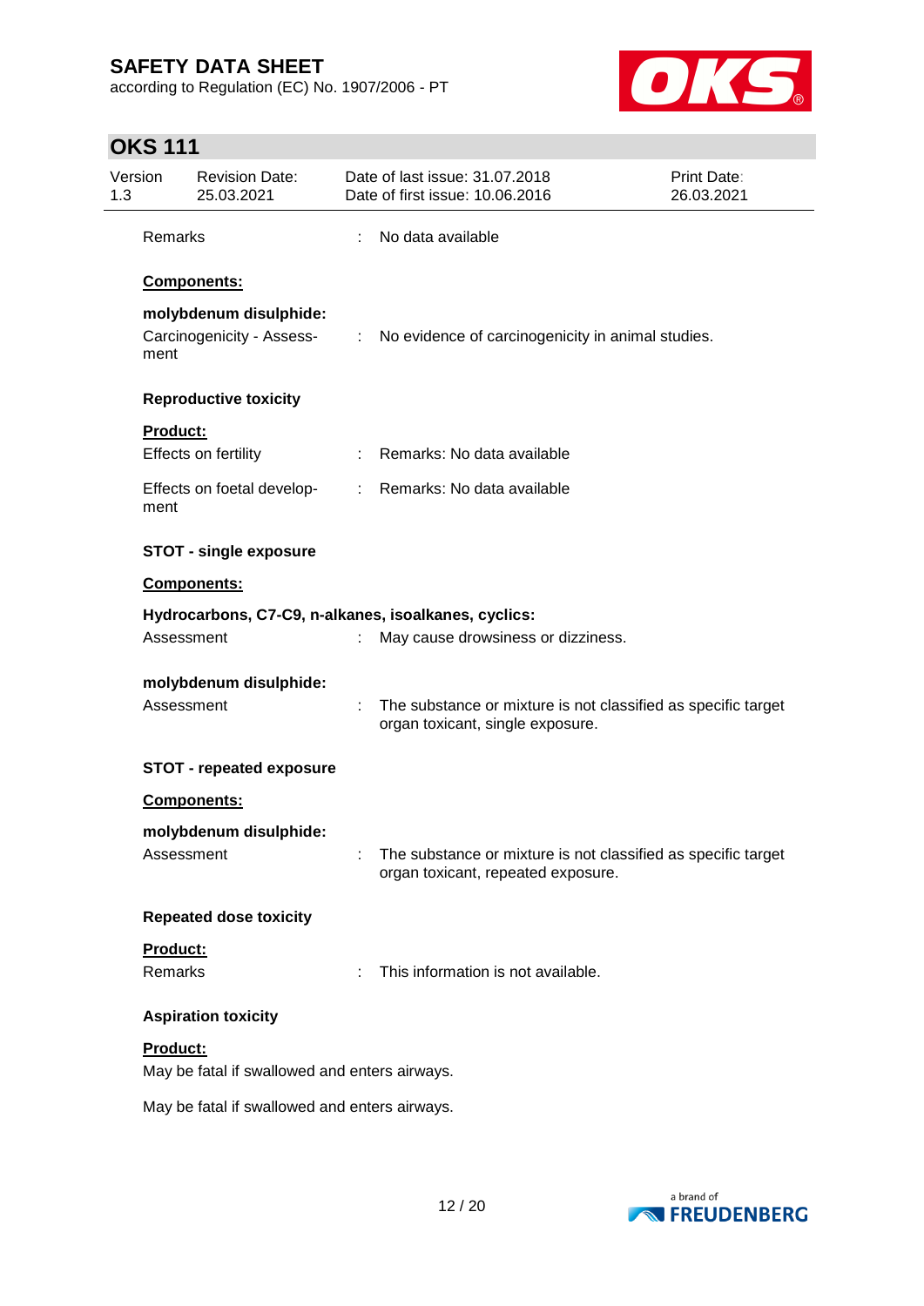Remarks : No data available

**Components:**

**molybdenum disulphide:**

Carcinogenicity - Assessment : No evidence of carcinogenicity in animal studies.

**Reproductive toxicity**

**Product:**

Effects on fertility : Remarks: No data available

Effects on foetal development : Remarks: No data available

**STOT - single exposure**

**Components:**

**Hydrocarbons, C7-C9, n-alkanes, isoalkanes, cyclics:**

Assessment : May cause drowsiness or dizziness.

**molybdenum disulphide:**

Assessment : The substance or mixture is not classified as specific target organ toxicant, single exposure.

**STOT - repeated exposure**

**Components:**

**molybdenum disulphide:**

Assessment : The substance or mixture is not classified as specific target organ toxicant, repeated exposure.

**Repeated dose toxicity**

**Product:**

Remarks : This information is not available.

**Aspiration toxicity**

**Product:**

May be fatal if swallowed and enters airways.

May be fatal if swallowed and enters airways.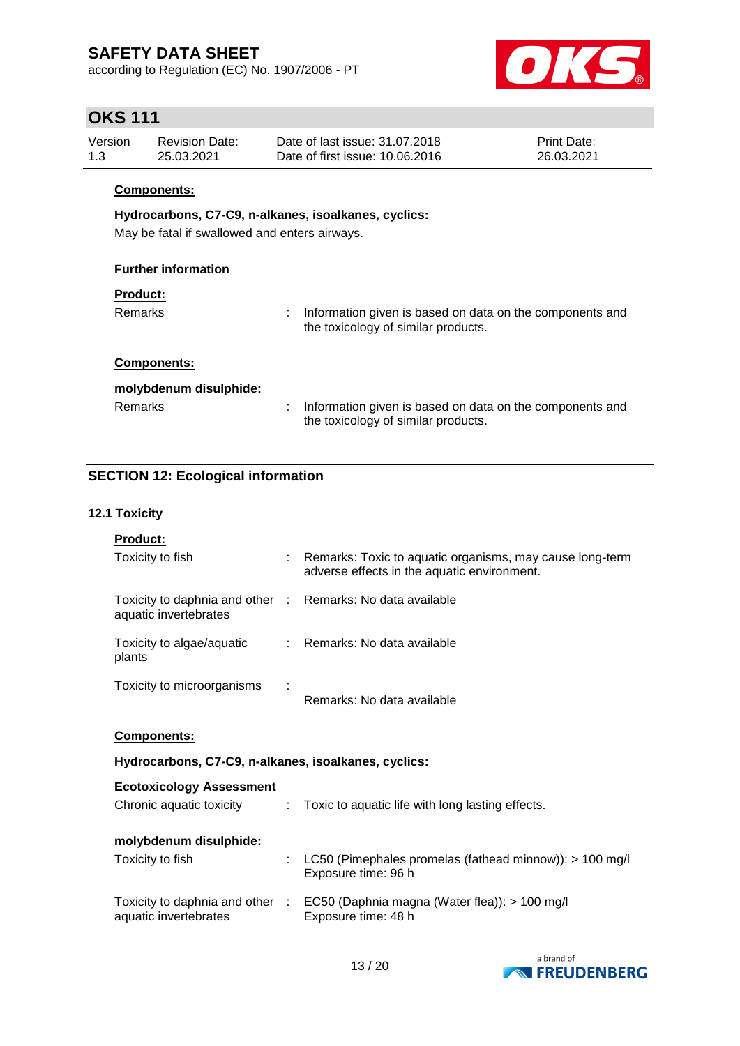**Components:**

**Hydrocarbons, C7-C9, n-alkanes, isoalkanes, cyclics:**

May be fatal if swallowed and enters airways.

**Further information**

**Product:**

Remarks : Information given is based on data on the components and the toxicology of similar products.

**Components:**

**molybdenum disulphide:**

Remarks : Information given is based on data on the components and the toxicology of similar products.

## SECTION 12: Ecological information

### 12.1 Toxicity

**Product:**

Toxicity to fish : Remarks: Toxic to aquatic organisms, may cause long-term adverse effects in the aquatic environment.

Toxicity to daphnia and other aquatic invertebrates : Remarks: No data available

Toxicity to algae/aquatic plants : Remarks: No data available

Toxicity to microorganisms : Remarks: No data available

**Components:**

**Hydrocarbons, C7-C9, n-alkanes, isoalkanes, cyclics:**

**Ecotoxicology Assessment**

Chronic aquatic toxicity : Toxic to aquatic life with long lasting effects.

**molybdenum disulphide:**

Toxicity to fish : LC50 (Pimephales promelas (fathead minnow)): > 100 mg/l
Exposure time: 96 h

Toxicity to daphnia and other aquatic invertebrates : EC50 (Daphnia magna (Water flea)): > 100 mg/l
Exposure time: 48 h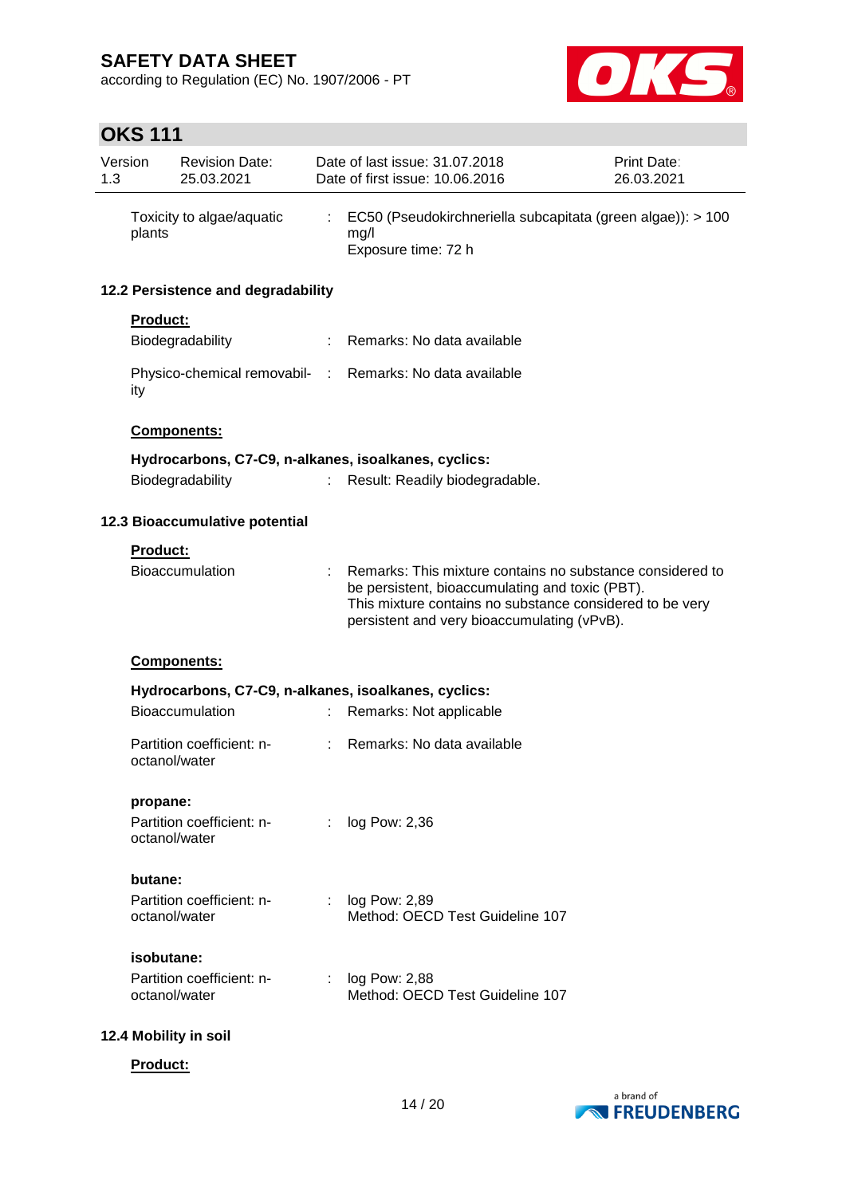Toxicity to algae/aquatic plants : EC50 (Pseudokirchneriella subcapitata (green algae)): > 100 mg/l
Exposure time: 72 h

### 12.2 Persistence and degradability

**Product:**

Biodegradability : Remarks: No data available

Physico-chemical removability : Remarks: No data available

**Components:**

**Hydrocarbons, C7-C9, n-alkanes, isoalkanes, cyclics:**

Biodegradability : Result: Readily biodegradable.

### 12.3 Bioaccumulative potential

**Product:**

Bioaccumulation : Remarks: This mixture contains no substance considered to be persistent, bioaccumulating and toxic (PBT).
This mixture contains no substance considered to be very persistent and very bioaccumulating (vPvB).

**Components:**

**Hydrocarbons, C7-C9, n-alkanes, isoalkanes, cyclics:**

Bioaccumulation : Remarks: Not applicable

Partition coefficient: n-octanol/water : Remarks: No data available

**propane:**

Partition coefficient: n-octanol/water : log Pow: 2,36

**butane:**

Partition coefficient: n-octanol/water : log Pow: 2,89
Method: OECD Test Guideline 107

**isobutane:**

Partition coefficient: n-octanol/water : log Pow: 2,88
Method: OECD Test Guideline 107

### 12.4 Mobility in soil

**Product:**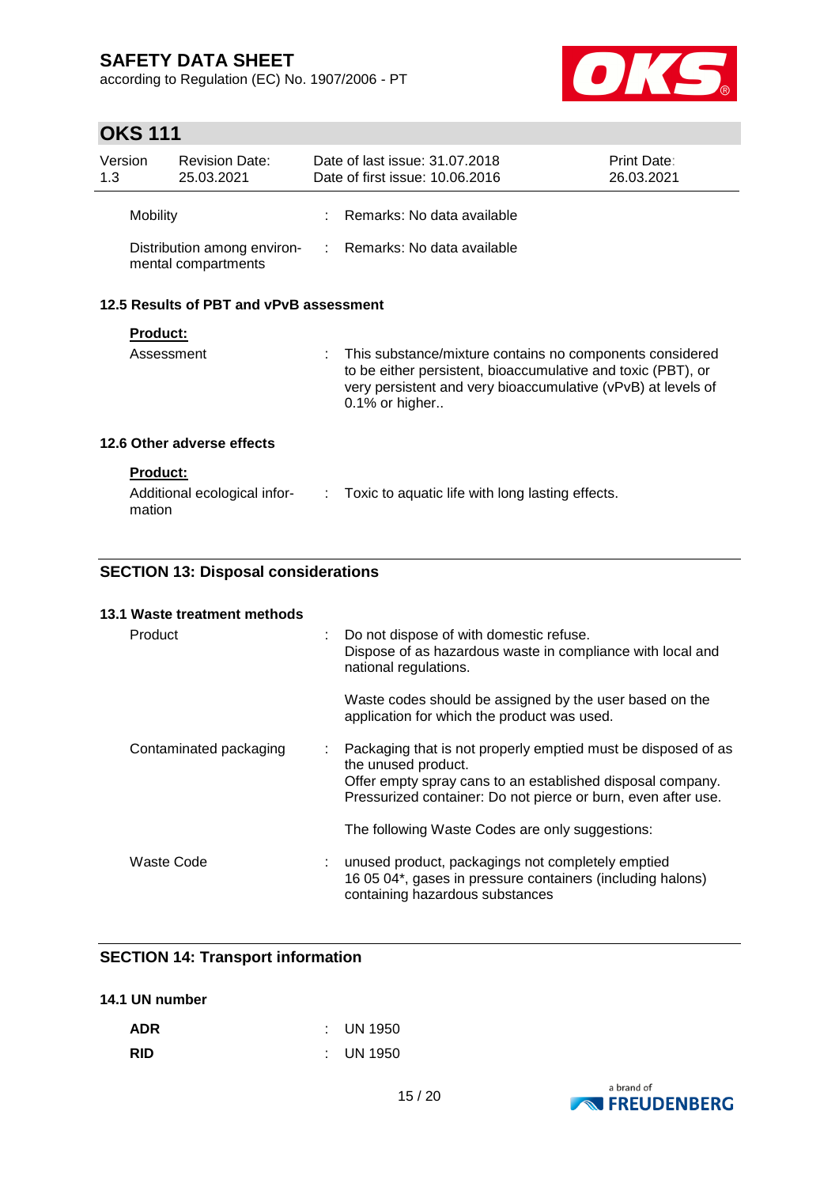| | | |
|---|---|---|
| Mobility | : | Remarks: No data available |
| Distribution among environmental compartments | : | Remarks: No data available |

### 12.5 Results of PBT and vPvB assessment

**Product:**

| | | |
|---|---|---|
| Assessment | : | This substance/mixture contains no components considered to be either persistent, bioaccumulative and toxic (PBT), or very persistent and very bioaccumulative (vPvB) at levels of 0.1% or higher.. |

### 12.6 Other adverse effects

**Product:**

| | | |
|---|---|---|
| Additional ecological information | : | Toxic to aquatic life with long lasting effects. |

## SECTION 13: Disposal considerations

### 13.1 Waste treatment methods

| | | |
|---|---|---|
| Product | : | Do not dispose of with domestic refuse.<br>Dispose of as hazardous waste in compliance with local and national regulations.<br><br>Waste codes should be assigned by the user based on the application for which the product was used. |
| Contaminated packaging | : | Packaging that is not properly emptied must be disposed of as the unused product.<br>Offer empty spray cans to an established disposal company.<br>Pressurized container: Do not pierce or burn, even after use.<br><br>The following Waste Codes are only suggestions: |
| Waste Code | : | unused product, packagings not completely emptied<br>16 05 04*, gases in pressure containers (including halons) containing hazardous substances |

## SECTION 14: Transport information

### 14.1 UN number

| | | |
|---|---|---|
| **ADR** | : | UN 1950 |
| **RID** | : | UN 1950 |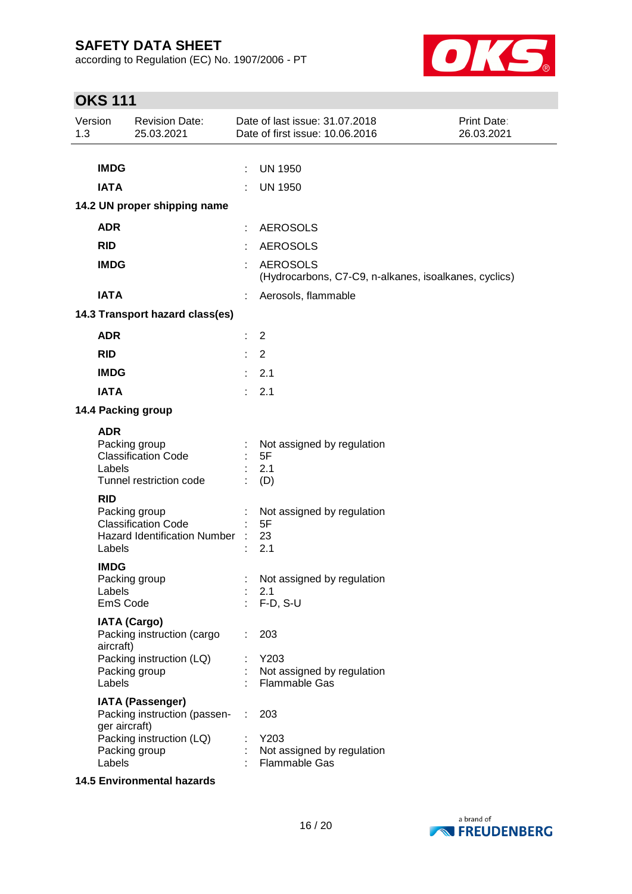| | | |
|---|---|---|
| **IMDG** | : | UN 1950 |
| **IATA** | : | UN 1950 |

**14.2 UN proper shipping name**

| | | |
|---|---|---|
| **ADR** | : | AEROSOLS |
| **RID** | : | AEROSOLS |
| **IMDG** | : | AEROSOLS (Hydrocarbons, C7-C9, n-alkanes, isoalkanes, cyclics) |
| **IATA** | : | Aerosols, flammable |

**14.3 Transport hazard class(es)**

| | | |
|---|---|---|
| **ADR** | : | 2 |
| **RID** | : | 2 |
| **IMDG** | : | 2.1 |
| **IATA** | : | 2.1 |

**14.4 Packing group**

**ADR**

| | | |
|---|---|---|
| Packing group | : | Not assigned by regulation |
| Classification Code | : | 5F |
| Labels | : | 2.1 |
| Tunnel restriction code | : | (D) |

**RID**

| | | |
|---|---|---|
| Packing group | : | Not assigned by regulation |
| Classification Code | : | 5F |
| Hazard Identification Number | : | 23 |
| Labels | : | 2.1 |

**IMDG**

| | | |
|---|---|---|
| Packing group | : | Not assigned by regulation |
| Labels | : | 2.1 |
| EmS Code | : | F-D, S-U |

**IATA (Cargo)**

| | | |
|---|---|---|
| Packing instruction (cargo aircraft) | : | 203 |
| Packing instruction (LQ) | : | Y203 |
| Packing group | : | Not assigned by regulation |
| Labels | : | Flammable Gas |

**IATA (Passenger)**

| | | |
|---|---|---|
| Packing instruction (passenger aircraft) | : | 203 |
| Packing instruction (LQ) | : | Y203 |
| Packing group | : | Not assigned by regulation |
| Labels | : | Flammable Gas |

**14.5 Environmental hazards**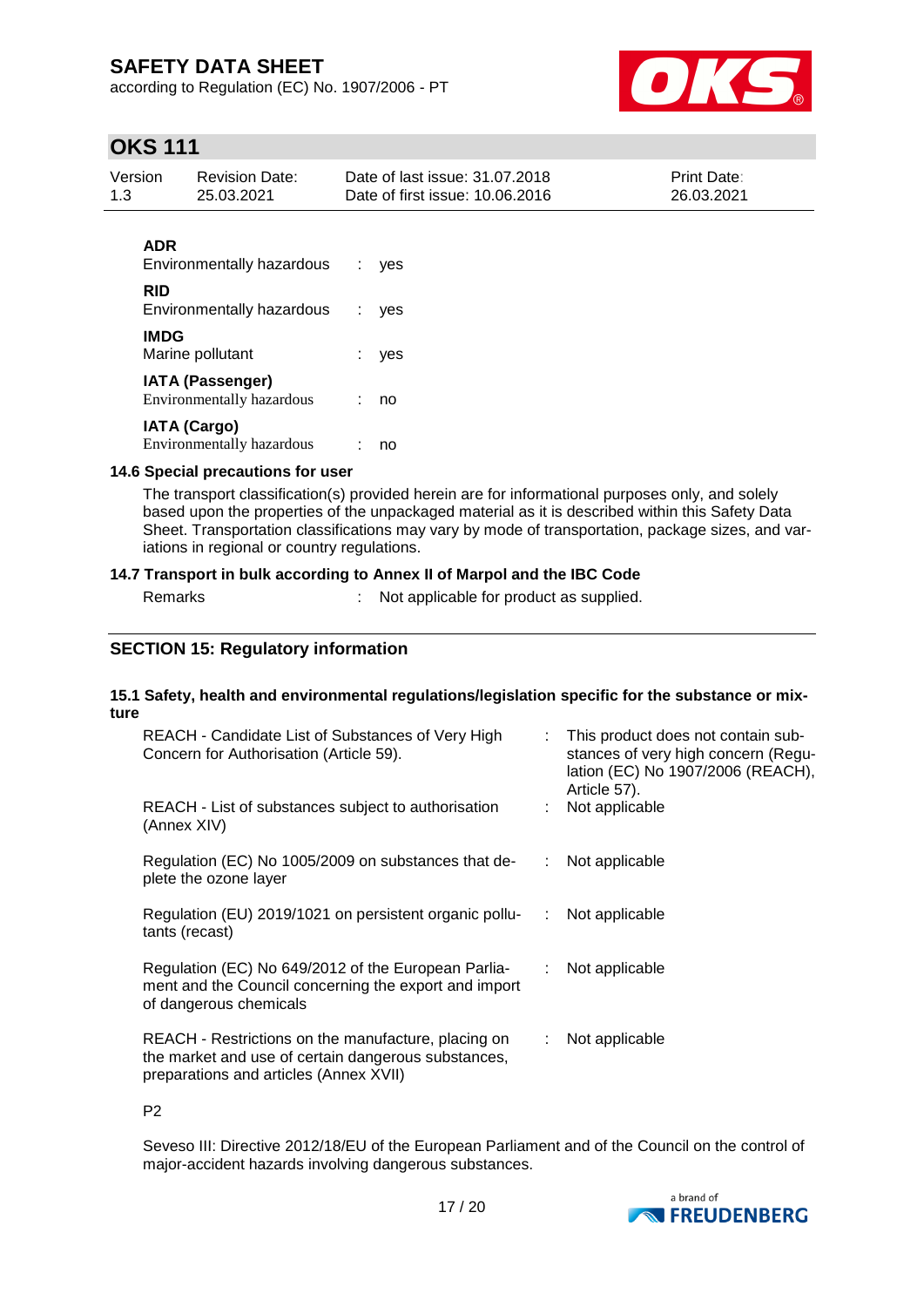**ADR**

Environmentally hazardous : yes

**RID**

Environmentally hazardous : yes

**IMDG**

Marine pollutant : yes

**IATA (Passenger)**

Environmentally hazardous : no

**IATA (Cargo)**

Environmentally hazardous : no

### 14.6 Special precautions for user

The transport classification(s) provided herein are for informational purposes only, and solely based upon the properties of the unpackaged material as it is described within this Safety Data Sheet. Transportation classifications may vary by mode of transportation, package sizes, and variations in regional or country regulations.

### 14.7 Transport in bulk according to Annex II of Marpol and the IBC Code

Remarks : Not applicable for product as supplied.

## SECTION 15: Regulatory information

### 15.1 Safety, health and environmental regulations/legislation specific for the substance or mixture

| | |
|---|---|
| REACH - Candidate List of Substances of Very High Concern for Authorisation (Article 59). | : This product does not contain substances of very high concern (Regulation (EC) No 1907/2006 (REACH), Article 57). |
| REACH - List of substances subject to authorisation (Annex XIV) | : Not applicable |
| Regulation (EC) No 1005/2009 on substances that deplete the ozone layer | : Not applicable |
| Regulation (EU) 2019/1021 on persistent organic pollutants (recast) | : Not applicable |
| Regulation (EC) No 649/2012 of the European Parliament and the Council concerning the export and import of dangerous chemicals | : Not applicable |
| REACH - Restrictions on the manufacture, placing on the market and use of certain dangerous substances, preparations and articles (Annex XVII) | : Not applicable |

P2

Seveso III: Directive 2012/18/EU of the European Parliament and of the Council on the control of major-accident hazards involving dangerous substances.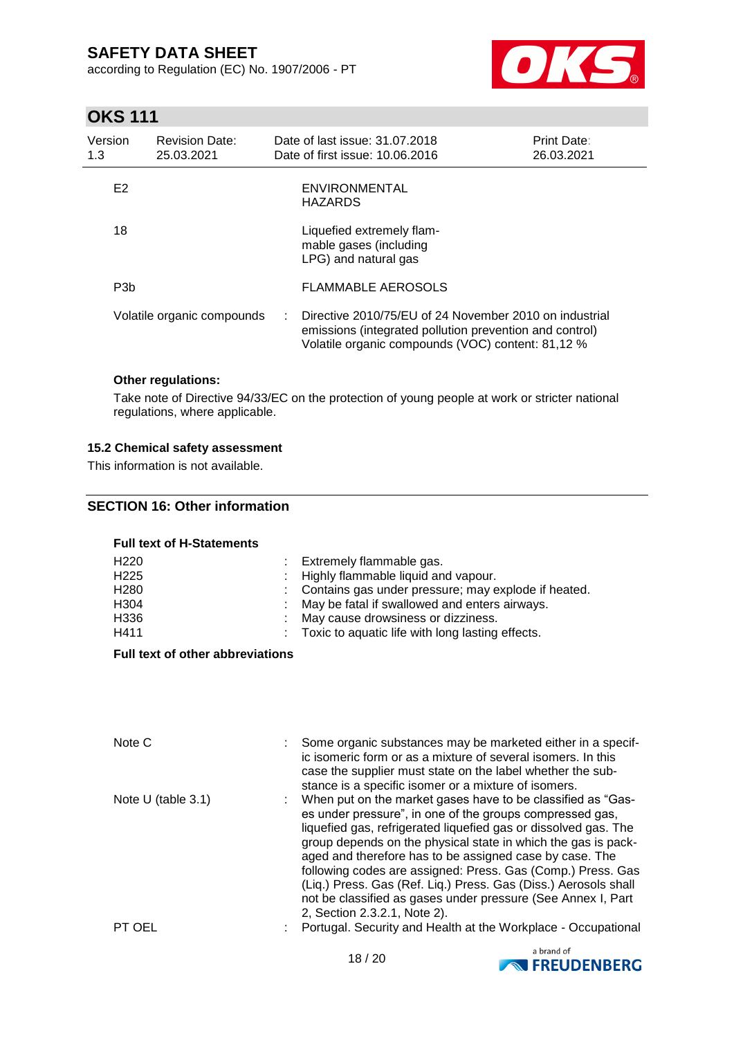| | | |
|---|---|---|
| E2 | | ENVIRONMENTAL HAZARDS |
| 18 | | Liquefied extremely flammable gases (including LPG) and natural gas |
| P3b | | FLAMMABLE AEROSOLS |
| Volatile organic compounds | : | Directive 2010/75/EU of 24 November 2010 on industrial emissions (integrated pollution prevention and control) Volatile organic compounds (VOC) content: 81,12 % |

**Other regulations:**

Take note of Directive 94/33/EC on the protection of young people at work or stricter national regulations, where applicable.

### 15.2 Chemical safety assessment

This information is not available.

## SECTION 16: Other information

**Full text of H-Statements**

| | | |
|---|---|---|
| H220 | : | Extremely flammable gas. |
| H225 | : | Highly flammable liquid and vapour. |
| H280 | : | Contains gas under pressure; may explode if heated. |
| H304 | : | May be fatal if swallowed and enters airways. |
| H336 | : | May cause drowsiness or dizziness. |
| H411 | : | Toxic to aquatic life with long lasting effects. |

**Full text of other abbreviations**

| | | |
|---|---|---|
| Note C | : | Some organic substances may be marketed either in a specific isomeric form or as a mixture of several isomers. In this case the supplier must state on the label whether the substance is a specific isomer or a mixture of isomers. |
| Note U (table 3.1) | : | When put on the market gases have to be classified as "Gases under pressure", in one of the groups compressed gas, liquefied gas, refrigerated liquefied gas or dissolved gas. The group depends on the physical state in which the gas is packaged and therefore has to be assigned case by case. The following codes are assigned: Press. Gas (Comp.) Press. Gas (Liq.) Press. Gas (Ref. Liq.) Press. Gas (Diss.) Aerosols shall not be classified as gases under pressure (See Annex I, Part 2, Section 2.3.2.1, Note 2). |
| PT OEL | : | Portugal. Security and Health at the Workplace - Occupational |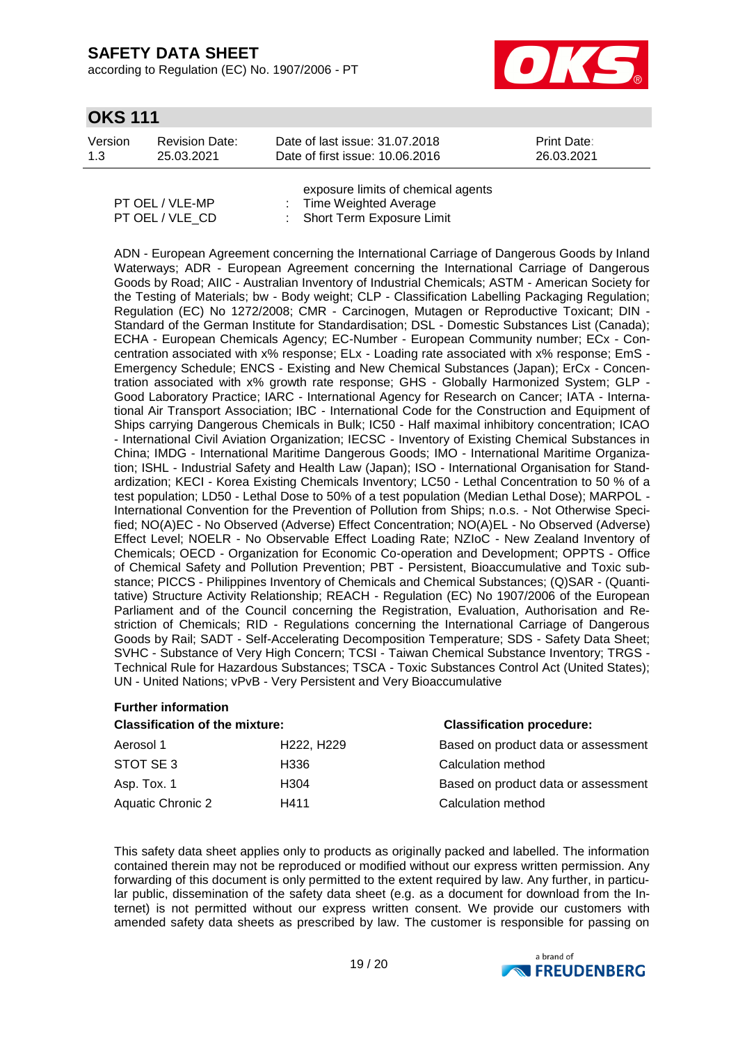exposure limits of chemical agents

PT OEL / VLE-MP : Time Weighted Average

PT OEL / VLE_CD : Short Term Exposure Limit

ADN - European Agreement concerning the International Carriage of Dangerous Goods by Inland Waterways; ADR - European Agreement concerning the International Carriage of Dangerous Goods by Road; AIIC - Australian Inventory of Industrial Chemicals; ASTM - American Society for the Testing of Materials; bw - Body weight; CLP - Classification Labelling Packaging Regulation; Regulation (EC) No 1272/2008; CMR - Carcinogen, Mutagen or Reproductive Toxicant; DIN - Standard of the German Institute for Standardisation; DSL - Domestic Substances List (Canada); ECHA - European Chemicals Agency; EC-Number - European Community number; ECx - Concentration associated with x% response; ELx - Loading rate associated with x% response; EmS - Emergency Schedule; ENCS - Existing and New Chemical Substances (Japan); ErCx - Concentration associated with x% growth rate response; GHS - Globally Harmonized System; GLP - Good Laboratory Practice; IARC - International Agency for Research on Cancer; IATA - International Air Transport Association; IBC - International Code for the Construction and Equipment of Ships carrying Dangerous Chemicals in Bulk; IC50 - Half maximal inhibitory concentration; ICAO - International Civil Aviation Organization; IECSC - Inventory of Existing Chemical Substances in China; IMDG - International Maritime Dangerous Goods; IMO - International Maritime Organization; ISHL - Industrial Safety and Health Law (Japan); ISO - International Organisation for Standardization; KECI - Korea Existing Chemicals Inventory; LC50 - Lethal Concentration to 50 % of a test population; LD50 - Lethal Dose to 50% of a test population (Median Lethal Dose); MARPOL - International Convention for the Prevention of Pollution from Ships; n.o.s. - Not Otherwise Specified; NO(A)EC - No Observed (Adverse) Effect Concentration; NO(A)EL - No Observed (Adverse) Effect Level; NOELR - No Observable Effect Loading Rate; NZIoC - New Zealand Inventory of Chemicals; OECD - Organization for Economic Co-operation and Development; OPPTS - Office of Chemical Safety and Pollution Prevention; PBT - Persistent, Bioaccumulative and Toxic substance; PICCS - Philippines Inventory of Chemicals and Chemical Substances; (Q)SAR - (Quantitative) Structure Activity Relationship; REACH - Regulation (EC) No 1907/2006 of the European Parliament and of the Council concerning the Registration, Evaluation, Authorisation and Restriction of Chemicals; RID - Regulations concerning the International Carriage of Dangerous Goods by Rail; SADT - Self-Accelerating Decomposition Temperature; SDS - Safety Data Sheet; SVHC - Substance of Very High Concern; TCSI - Taiwan Chemical Substance Inventory; TRGS - Technical Rule for Hazardous Substances; TSCA - Toxic Substances Control Act (United States); UN - United Nations; vPvB - Very Persistent and Very Bioaccumulative

**Further information**

| **Classification of the mixture:** | | **Classification procedure:** |
|---|---|---|
| Aerosol 1 | H222, H229 | Based on product data or assessment |
| STOT SE 3 | H336 | Calculation method |
| Asp. Tox. 1 | H304 | Based on product data or assessment |
| Aquatic Chronic 2 | H411 | Calculation method |

This safety data sheet applies only to products as originally packed and labelled. The information contained therein may not be reproduced or modified without our express written permission. Any forwarding of this document is only permitted to the extent required by law. Any further, in particular public, dissemination of the safety data sheet (e.g. as a document for download from the Internet) is not permitted without our express written consent. We provide our customers with amended safety data sheets as prescribed by law. The customer is responsible for passing on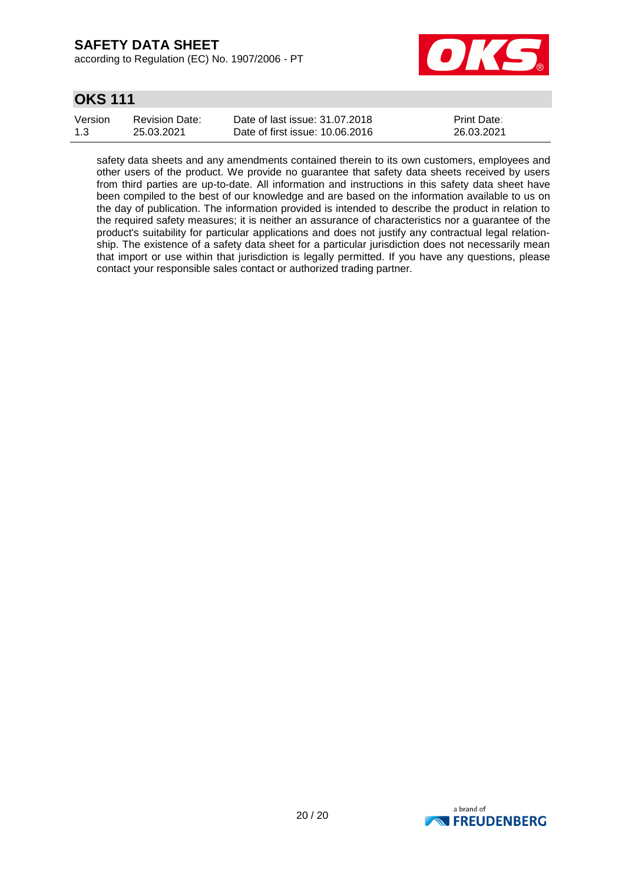safety data sheets and any amendments contained therein to its own customers, employees and other users of the product. We provide no guarantee that safety data sheets received by users from third parties are up-to-date. All information and instructions in this safety data sheet have been compiled to the best of our knowledge and are based on the information available to us on the day of publication. The information provided is intended to describe the product in relation to the required safety measures; it is neither an assurance of characteristics nor a guarantee of the product's suitability for particular applications and does not justify any contractual legal relationship. The existence of a safety data sheet for a particular jurisdiction does not necessarily mean that import or use within that jurisdiction is legally permitted. If you have any questions, please contact your responsible sales contact or authorized trading partner.